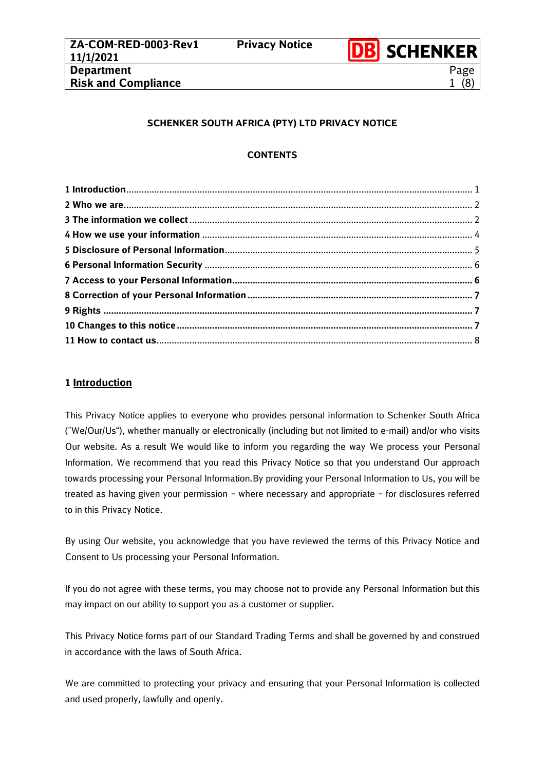**SCHENKER SOUTH AFRICA (PTY) LTD PRIVACY NOTICE**

**CONTENTS**

**1 Introduction** .... 1
**2 Who we are** .... 2
**3 The information we collect** .... 2
**4 How we use your information** .... 4
**5 Disclosure of Personal Information** .... 5
**6 Personal Information Security** .... 6
**7 Access to your Personal Information** .... **6**
**8 Correction of your Personal Information** .... **7**
**9 Rights** .... **7**
**10 Changes to this notice** .... **7**
**11 How to contact us** .... 8

## 1 Introduction

This Privacy Notice applies to everyone who provides personal information to Schenker South Africa ("We/Our/Us"), whether manually or electronically (including but not limited to e-mail) and/or who visits Our website. As a result We would like to inform you regarding the way We process your Personal Information. We recommend that you read this Privacy Notice so that you understand Our approach towards processing your Personal Information.By providing your Personal Information to Us, you will be treated as having given your permission – where necessary and appropriate – for disclosures referred to in this Privacy Notice.

By using Our website, you acknowledge that you have reviewed the terms of this Privacy Notice and Consent to Us processing your Personal Information.

If you do not agree with these terms, you may choose not to provide any Personal Information but this may impact on our ability to support you as a customer or supplier.

This Privacy Notice forms part of our Standard Trading Terms and shall be governed by and construed in accordance with the laws of South Africa.

We are committed to protecting your privacy and ensuring that your Personal Information is collected and used properly, lawfully and openly.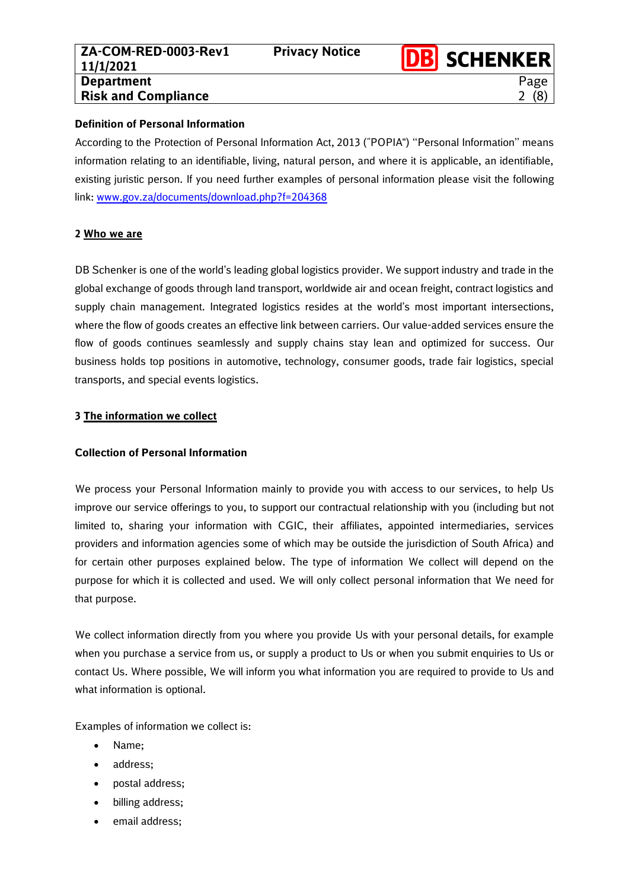**Definition of Personal Information**

According to the Protection of Personal Information Act, 2013 ("POPIA") "Personal Information" means information relating to an identifiable, living, natural person, and where it is applicable, an identifiable, existing juristic person. If you need further examples of personal information please visit the following link: [www.gov.za/documents/download.php?f=204368](www.gov.za/documents/download.php?f=204368)

## 2 Who we are

DB Schenker is one of the world's leading global logistics provider. We support industry and trade in the global exchange of goods through land transport, worldwide air and ocean freight, contract logistics and supply chain management. Integrated logistics resides at the world's most important intersections, where the flow of goods creates an effective link between carriers. Our value-added services ensure the flow of goods continues seamlessly and supply chains stay lean and optimized for success. Our business holds top positions in automotive, technology, consumer goods, trade fair logistics, special transports, and special events logistics.

## 3 The information we collect

**Collection of Personal Information**

We process your Personal Information mainly to provide you with access to our services, to help Us improve our service offerings to you, to support our contractual relationship with you (including but not limited to, sharing your information with CGIC, their affiliates, appointed intermediaries, services providers and information agencies some of which may be outside the jurisdiction of South Africa) and for certain other purposes explained below. The type of information We collect will depend on the purpose for which it is collected and used. We will only collect personal information that We need for that purpose.

We collect information directly from you where you provide Us with your personal details, for example when you purchase a service from us, or supply a product to Us or when you submit enquiries to Us or contact Us. Where possible, We will inform you what information you are required to provide to Us and what information is optional.

Examples of information we collect is:

- Name;
- address;
- postal address;
- billing address;
- email address;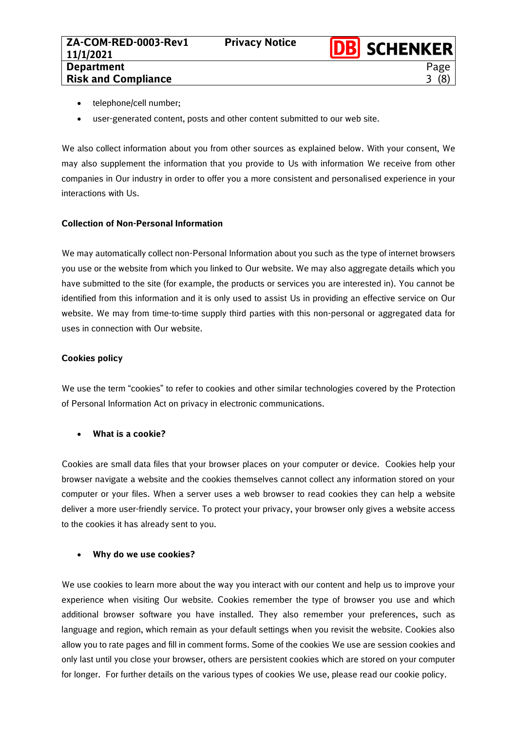- telephone/cell number;
- user-generated content, posts and other content submitted to our web site.

We also collect information about you from other sources as explained below. With your consent, We may also supplement the information that you provide to Us with information We receive from other companies in Our industry in order to offer you a more consistent and personalised experience in your interactions with Us.

**Collection of Non-Personal Information**

We may automatically collect non-Personal Information about you such as the type of internet browsers you use or the website from which you linked to Our website. We may also aggregate details which you have submitted to the site (for example, the products or services you are interested in). You cannot be identified from this information and it is only used to assist Us in providing an effective service on Our website. We may from time-to-time supply third parties with this non-personal or aggregated data for uses in connection with Our website.

**Cookies policy**

We use the term "cookies" to refer to cookies and other similar technologies covered by the Protection of Personal Information Act on privacy in electronic communications.

- **What is a cookie?**

Cookies are small data files that your browser places on your computer or device. Cookies help your browser navigate a website and the cookies themselves cannot collect any information stored on your computer or your files. When a server uses a web browser to read cookies they can help a website deliver a more user-friendly service. To protect your privacy, your browser only gives a website access to the cookies it has already sent to you.

- **Why do we use cookies?**

We use cookies to learn more about the way you interact with our content and help us to improve your experience when visiting Our website. Cookies remember the type of browser you use and which additional browser software you have installed. They also remember your preferences, such as language and region, which remain as your default settings when you revisit the website. Cookies also allow you to rate pages and fill in comment forms. Some of the cookies We use are session cookies and only last until you close your browser, others are persistent cookies which are stored on your computer for longer. For further details on the various types of cookies We use, please read our cookie policy.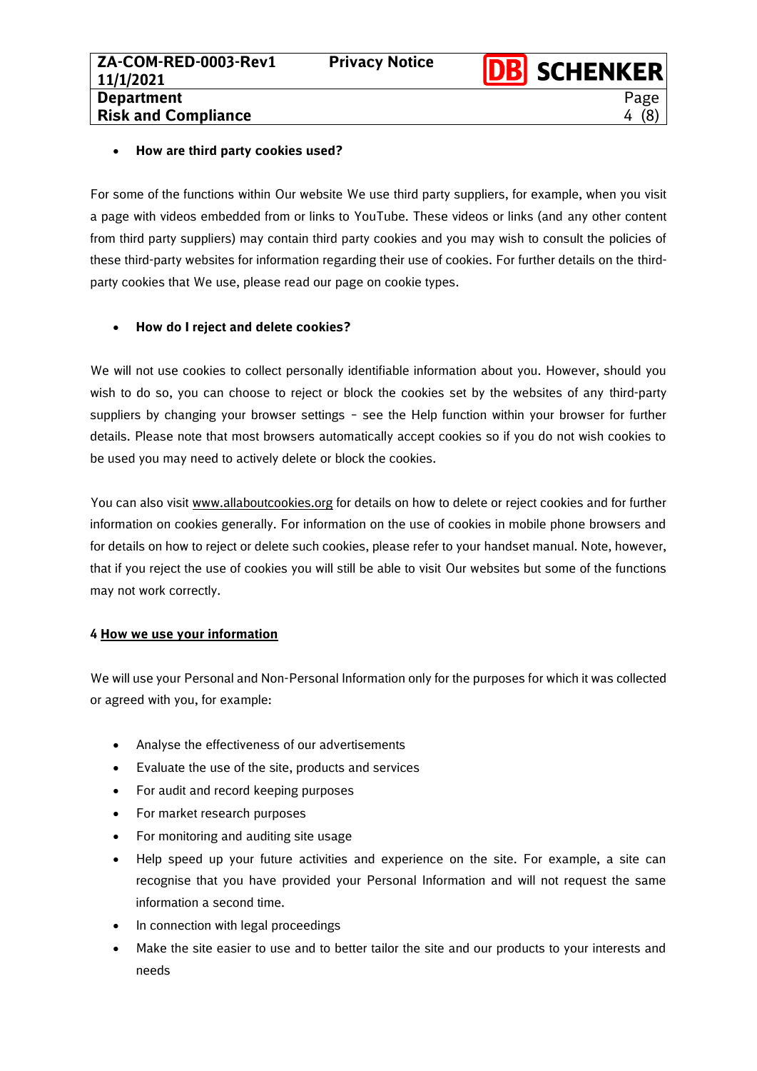- **How are third party cookies used?**

For some of the functions within Our website We use third party suppliers, for example, when you visit a page with videos embedded from or links to YouTube. These videos or links (and any other content from third party suppliers) may contain third party cookies and you may wish to consult the policies of these third-party websites for information regarding their use of cookies. For further details on the third-party cookies that We use, please read our page on cookie types.

- **How do I reject and delete cookies?**

We will not use cookies to collect personally identifiable information about you. However, should you wish to do so, you can choose to reject or block the cookies set by the websites of any third-party suppliers by changing your browser settings – see the Help function within your browser for further details. Please note that most browsers automatically accept cookies so if you do not wish cookies to be used you may need to actively delete or block the cookies.

You can also visit www.allaboutcookies.org for details on how to delete or reject cookies and for further information on cookies generally. For information on the use of cookies in mobile phone browsers and for details on how to reject or delete such cookies, please refer to your handset manual. Note, however, that if you reject the use of cookies you will still be able to visit Our websites but some of the functions may not work correctly.

## 4 How we use your information

We will use your Personal and Non-Personal Information only for the purposes for which it was collected or agreed with you, for example:

- Analyse the effectiveness of our advertisements
- Evaluate the use of the site, products and services
- For audit and record keeping purposes
- For market research purposes
- For monitoring and auditing site usage
- Help speed up your future activities and experience on the site. For example, a site can recognise that you have provided your Personal Information and will not request the same information a second time.
- In connection with legal proceedings
- Make the site easier to use and to better tailor the site and our products to your interests and needs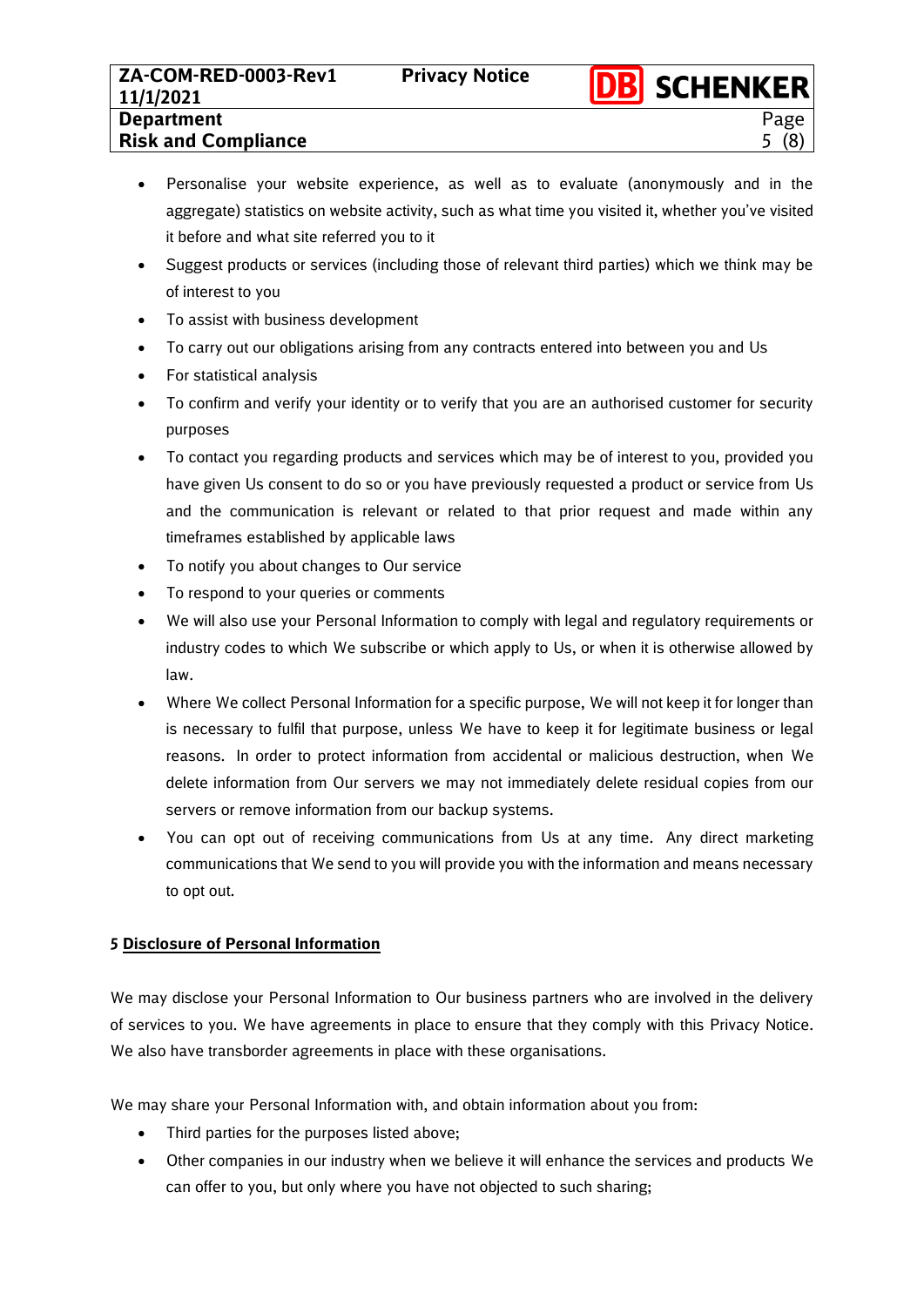- Personalise your website experience, as well as to evaluate (anonymously and in the aggregate) statistics on website activity, such as what time you visited it, whether you've visited it before and what site referred you to it
- Suggest products or services (including those of relevant third parties) which we think may be of interest to you
- To assist with business development
- To carry out our obligations arising from any contracts entered into between you and Us
- For statistical analysis
- To confirm and verify your identity or to verify that you are an authorised customer for security purposes
- To contact you regarding products and services which may be of interest to you, provided you have given Us consent to do so or you have previously requested a product or service from Us and the communication is relevant or related to that prior request and made within any timeframes established by applicable laws
- To notify you about changes to Our service
- To respond to your queries or comments
- We will also use your Personal Information to comply with legal and regulatory requirements or industry codes to which We subscribe or which apply to Us, or when it is otherwise allowed by law.
- Where We collect Personal Information for a specific purpose, We will not keep it for longer than is necessary to fulfil that purpose, unless We have to keep it for legitimate business or legal reasons. In order to protect information from accidental or malicious destruction, when We delete information from Our servers we may not immediately delete residual copies from our servers or remove information from our backup systems.
- You can opt out of receiving communications from Us at any time. Any direct marketing communications that We send to you will provide you with the information and means necessary to opt out.

## 5 Disclosure of Personal Information

We may disclose your Personal Information to Our business partners who are involved in the delivery of services to you. We have agreements in place to ensure that they comply with this Privacy Notice. We also have transborder agreements in place with these organisations.

We may share your Personal Information with, and obtain information about you from:

- Third parties for the purposes listed above;
- Other companies in our industry when we believe it will enhance the services and products We can offer to you, but only where you have not objected to such sharing;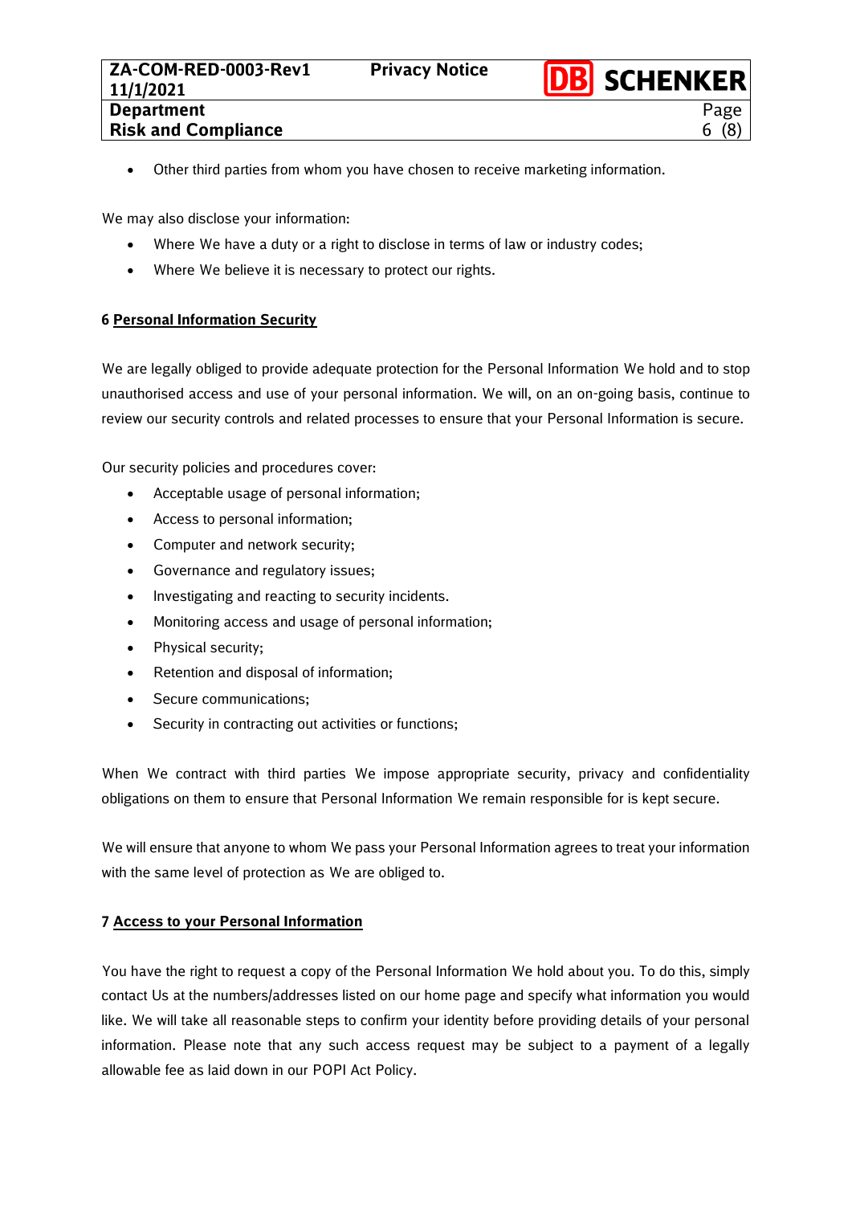- Other third parties from whom you have chosen to receive marketing information.

We may also disclose your information:

- Where We have a duty or a right to disclose in terms of law or industry codes;
- Where We believe it is necessary to protect our rights.

## 6 Personal Information Security

We are legally obliged to provide adequate protection for the Personal Information We hold and to stop unauthorised access and use of your personal information. We will, on an on-going basis, continue to review our security controls and related processes to ensure that your Personal Information is secure.

Our security policies and procedures cover:

- Acceptable usage of personal information;
- Access to personal information;
- Computer and network security;
- Governance and regulatory issues;
- Investigating and reacting to security incidents.
- Monitoring access and usage of personal information;
- Physical security;
- Retention and disposal of information;
- Secure communications;
- Security in contracting out activities or functions;

When We contract with third parties We impose appropriate security, privacy and confidentiality obligations on them to ensure that Personal Information We remain responsible for is kept secure.

We will ensure that anyone to whom We pass your Personal Information agrees to treat your information with the same level of protection as We are obliged to.

## 7 Access to your Personal Information

You have the right to request a copy of the Personal Information We hold about you. To do this, simply contact Us at the numbers/addresses listed on our home page and specify what information you would like. We will take all reasonable steps to confirm your identity before providing details of your personal information. Please note that any such access request may be subject to a payment of a legally allowable fee as laid down in our POPI Act Policy.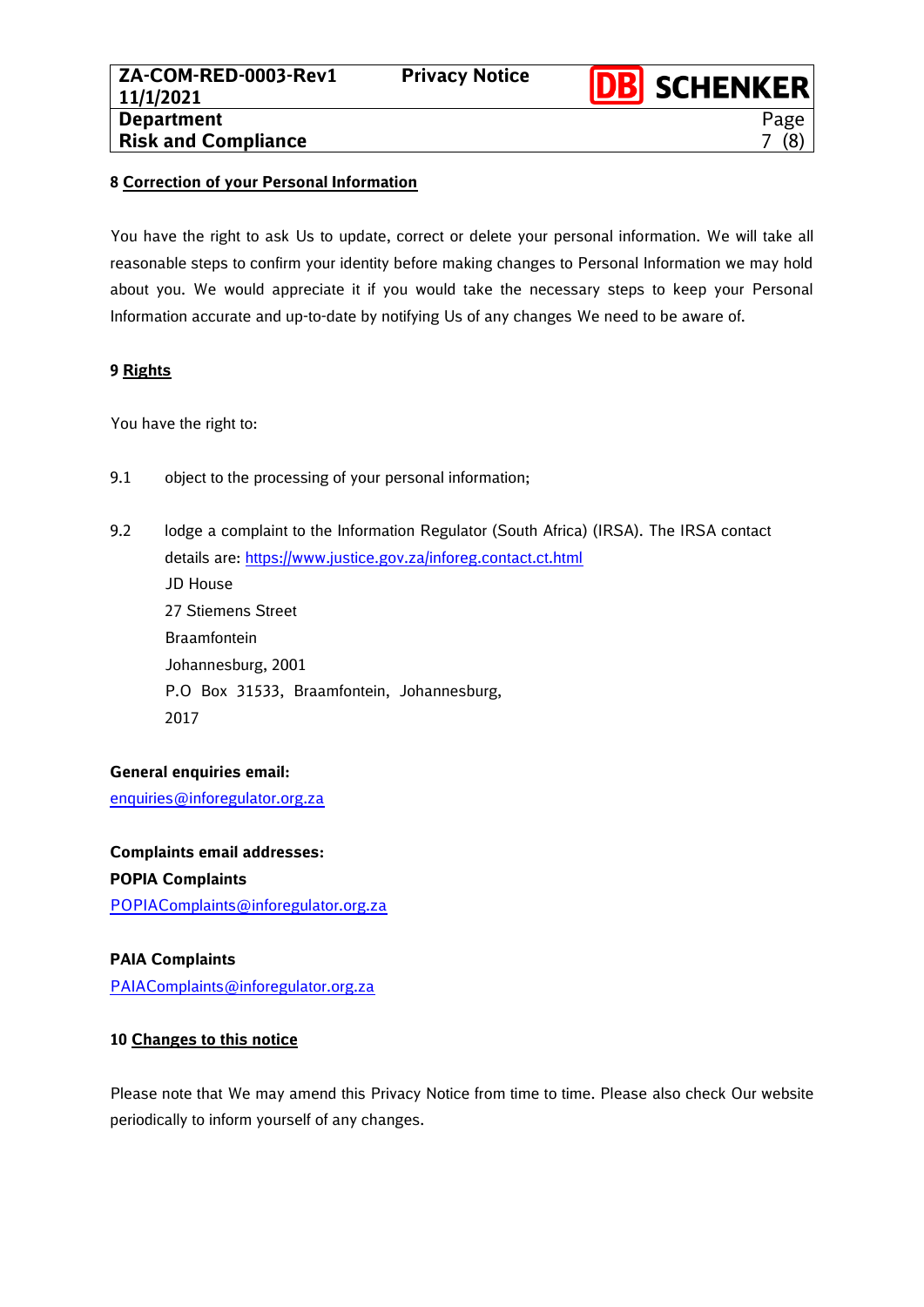## 8 Correction of your Personal Information

You have the right to ask Us to update, correct or delete your personal information. We will take all reasonable steps to confirm your identity before making changes to Personal Information we may hold about you. We would appreciate it if you would take the necessary steps to keep your Personal Information accurate and up-to-date by notifying Us of any changes We need to be aware of.

## 9 Rights

You have the right to:

9.1 object to the processing of your personal information;

9.2 lodge a complaint to the Information Regulator (South Africa) (IRSA). The IRSA contact details are: https://www.justice.gov.za/inforeg.contact.ct.html
JD House
27 Stiemens Street
Braamfontein
Johannesburg, 2001
P.O Box 31533, Braamfontein, Johannesburg,
2017

**General enquiries email:**
enquiries@inforegulator.org.za

**Complaints email addresses:**
**POPIA Complaints**
POPIAComplaints@inforegulator.org.za

**PAIA Complaints**
PAIAComplaints@inforegulator.org.za

## 10 Changes to this notice

Please note that We may amend this Privacy Notice from time to time. Please also check Our website periodically to inform yourself of any changes.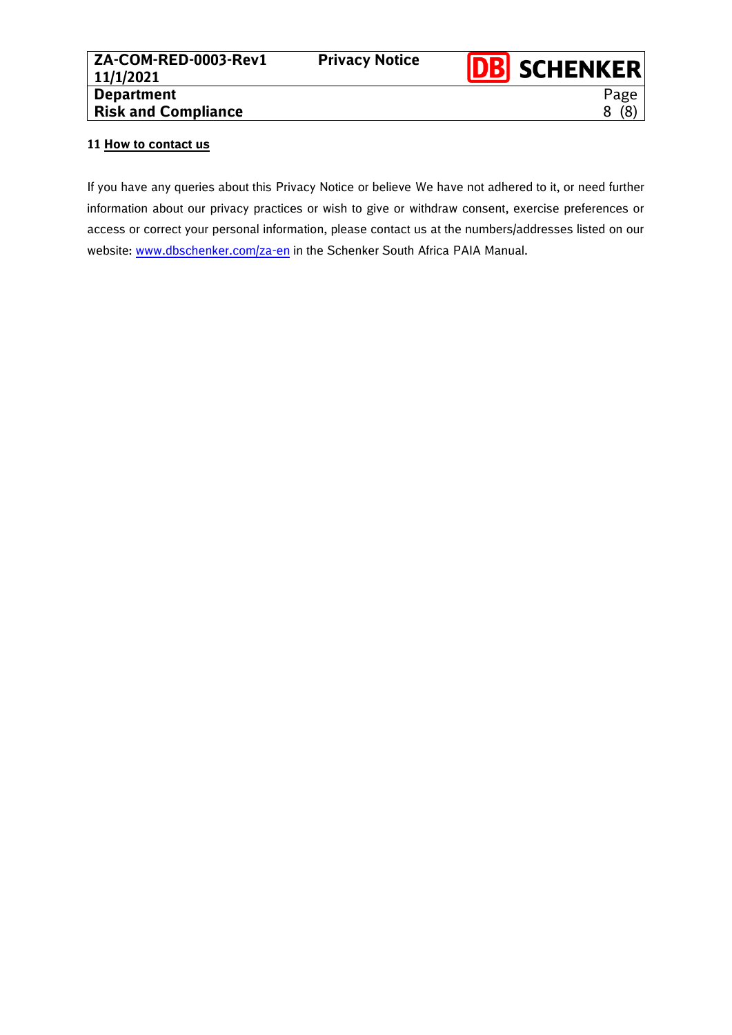## 11 How to contact us

If you have any queries about this Privacy Notice or believe We have not adhered to it, or need further information about our privacy practices or wish to give or withdraw consent, exercise preferences or access or correct your personal information, please contact us at the numbers/addresses listed on our website: [www.dbschenker.com/za-en](http://www.dbschenker.com/za-en) in the Schenker South Africa PAIA Manual.